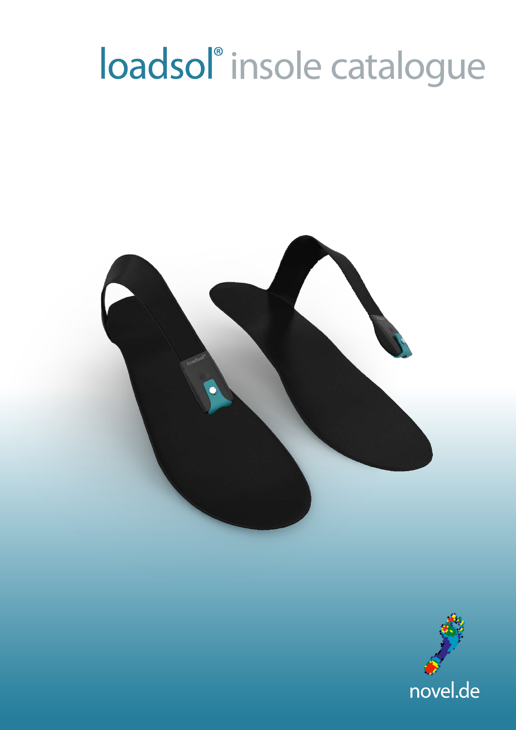# loadsol® insole catalogue

novel.de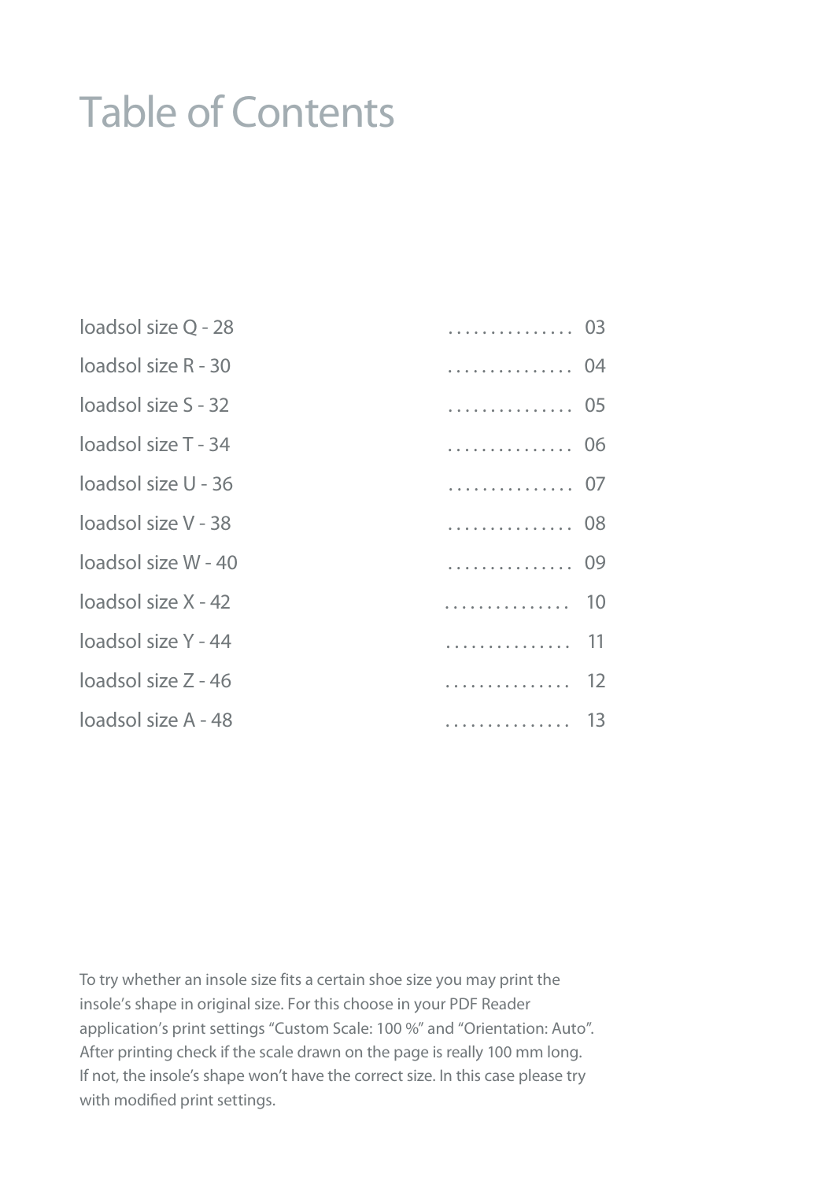# Table of Contents

loadsol size Q - 28 . . . . . . . . . . . . . . . 03

loadsol size R - 30 . . . . . . . . . . . . . . . 04

loadsol size S - 32 . . . . . . . . . . . . . . . 05

loadsol size T - 34 . . . . . . . . . . . . . . . 06

loadsol size U - 36 . . . . . . . . . . . . . . . 07

loadsol size V - 38 . . . . . . . . . . . . . . . 08

loadsol size W - 40 . . . . . . . . . . . . . . . 09

loadsol size X - 42 . . . . . . . . . . . . . . . 10

loadsol size Y - 44 . . . . . . . . . . . . . . . 11

loadsol size Z - 46 . . . . . . . . . . . . . . . 12

loadsol size A - 48 . . . . . . . . . . . . . . . 13

To try whether an insole size fits a certain shoe size you may print the insole's shape in original size. For this choose in your PDF Reader application's print settings "Custom Scale: 100 %" and "Orientation: Auto". After printing check if the scale drawn on the page is really 100 mm long. If not, the insole's shape won't have the correct size. In this case please try with modified print settings.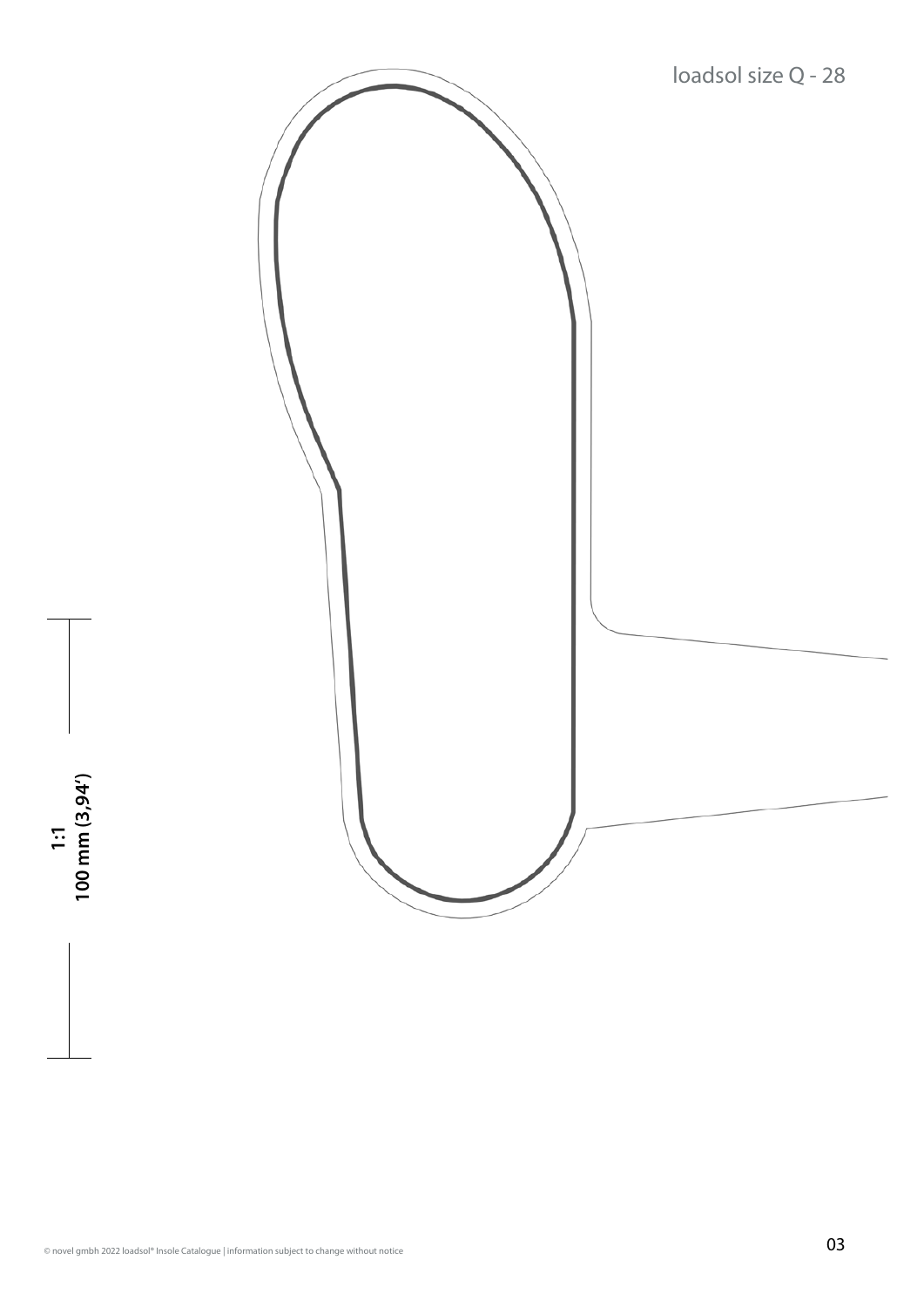loadsol size Q - 28

1:1
100 mm (3,94')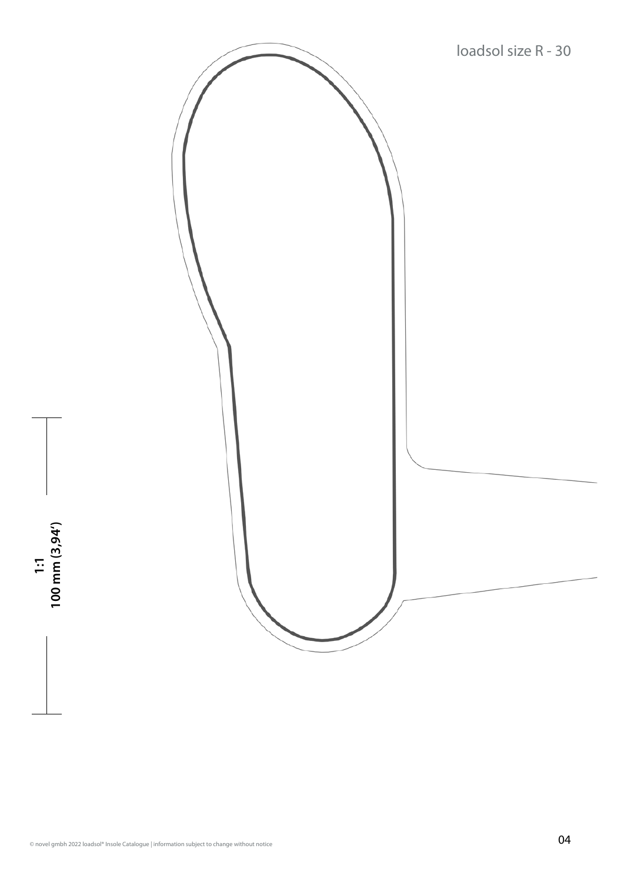loadsol size R - 30

1:1
100 mm (3,94')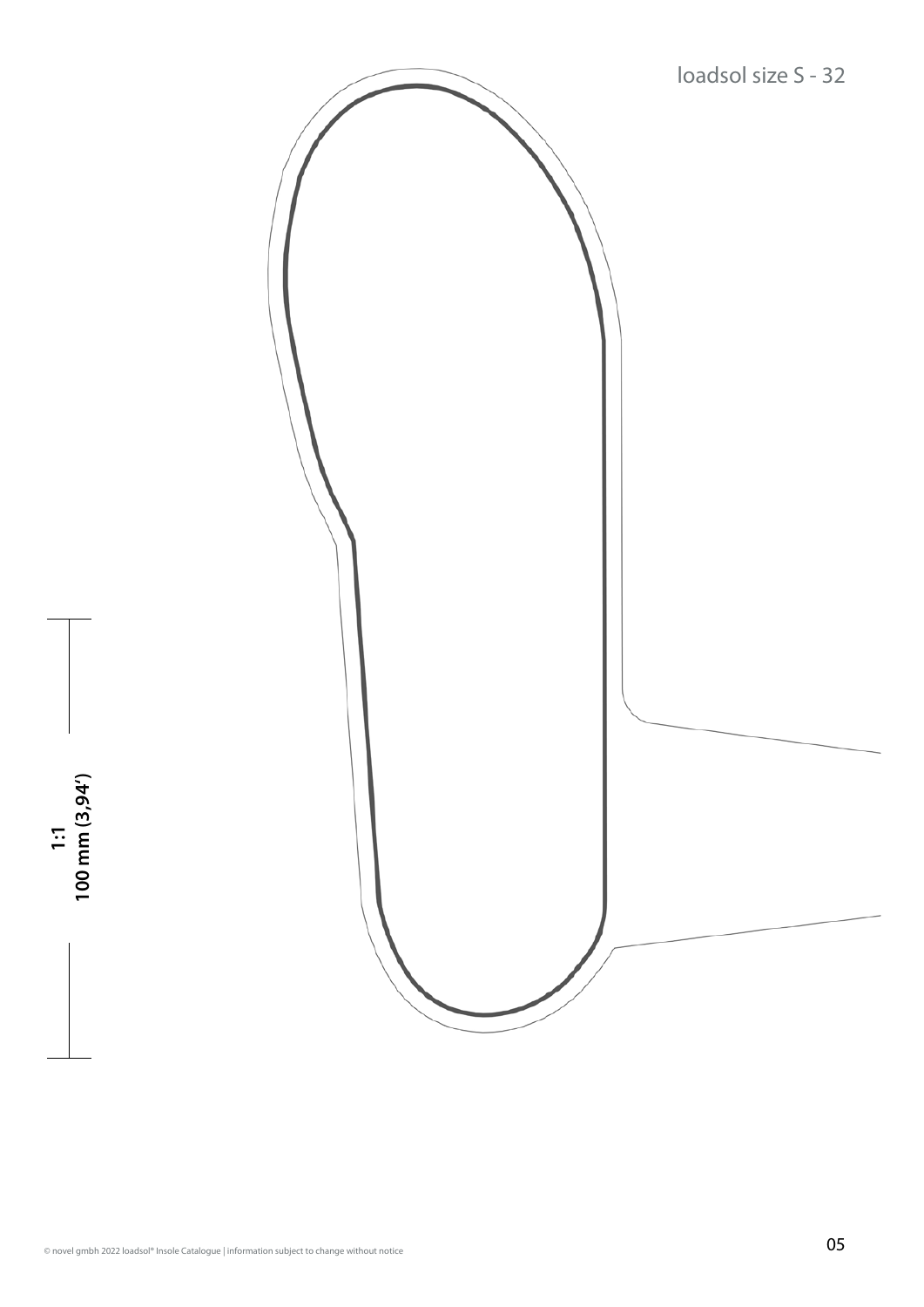# loadsol size S - 32

1:1
100 mm (3,94')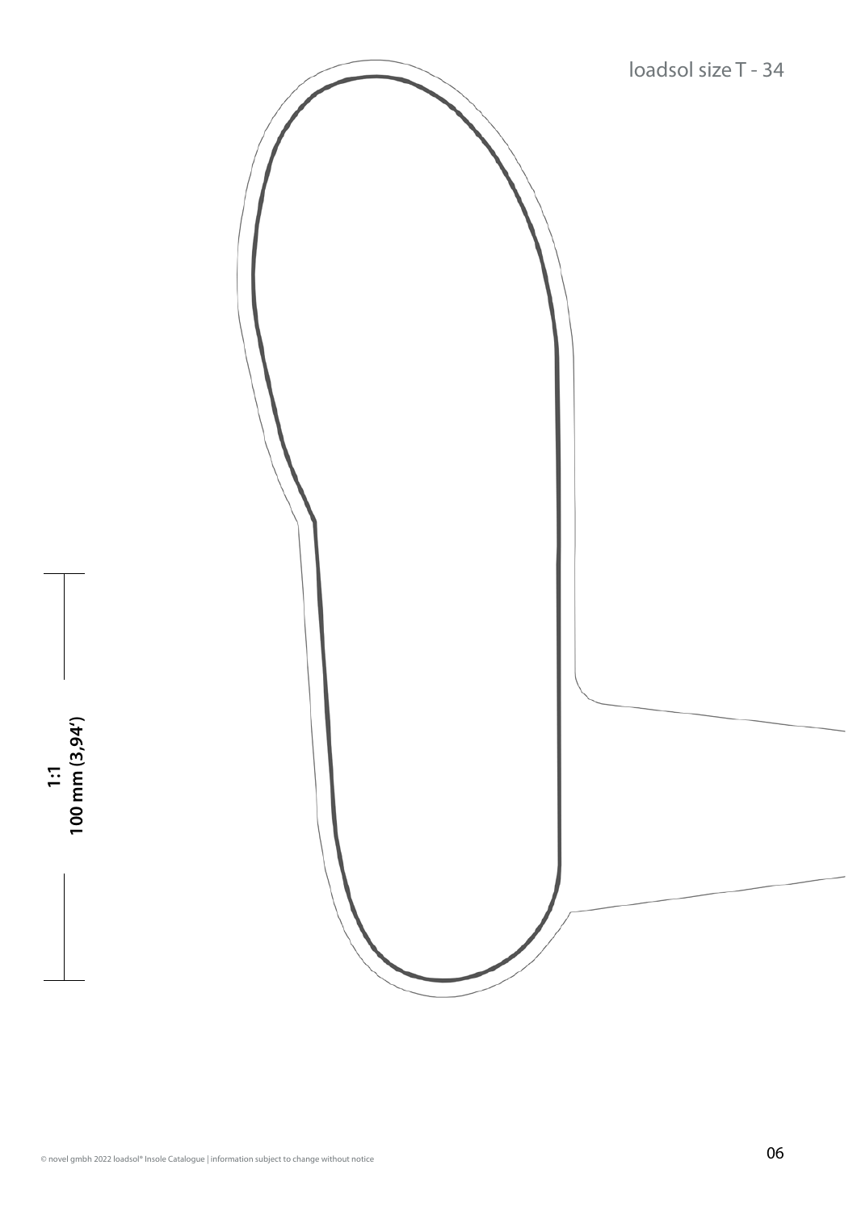loadsol size T - 34

1:1
100 mm (3,94')

© novel gmbh 2022 loadsol® Insole Catalogue | information subject to change without notice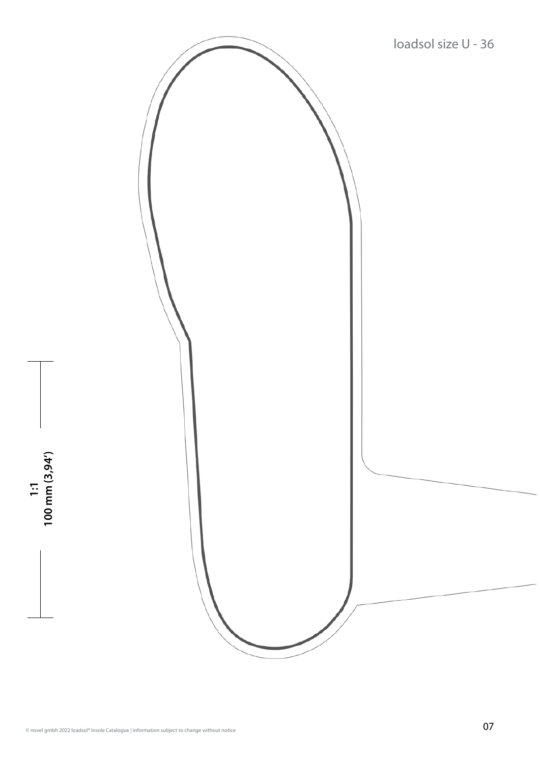loadsol size U - 36

1:1
100 mm (3,94')

© novel gmbh 2022 loadsol® Insole Catalogue | information subject to change without notice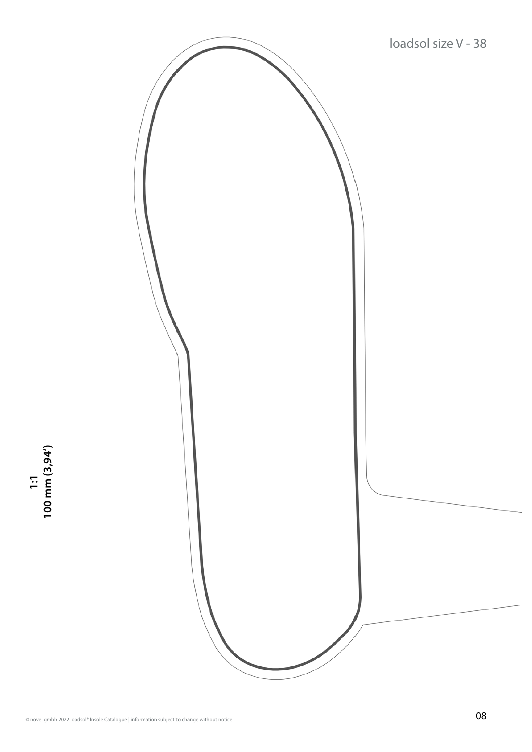loadsol size V - 38

1:1
100 mm (3,94')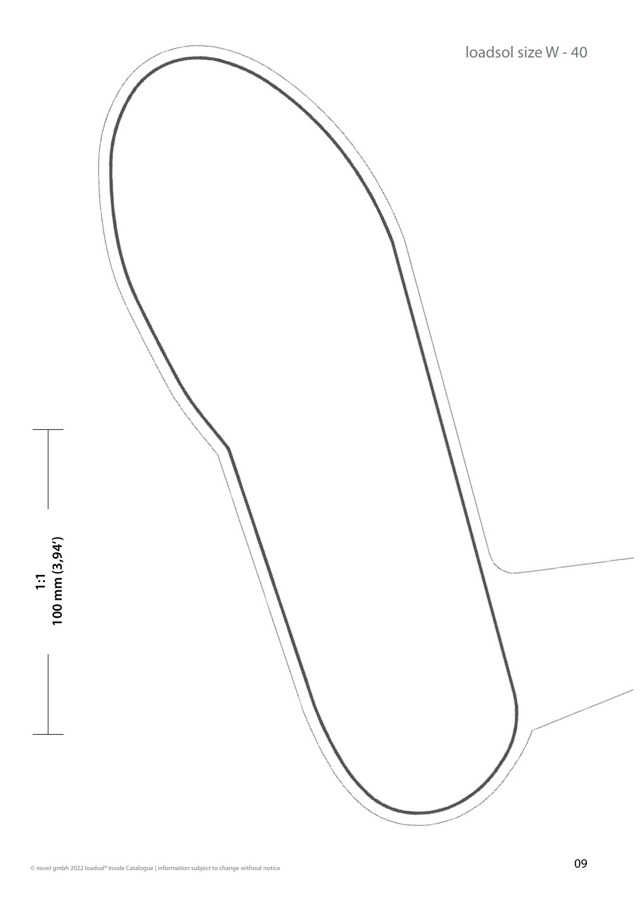loadsol size W - 40

1:1
100 mm (3,94')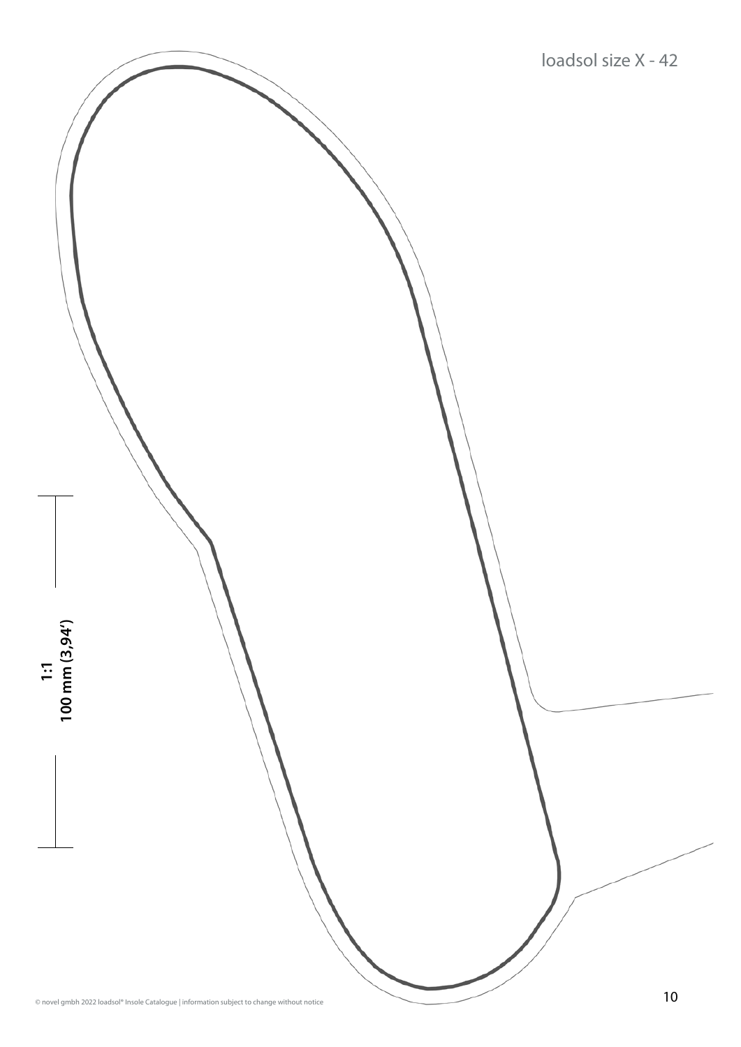loadsol size X - 42

1:1
100 mm (3,94')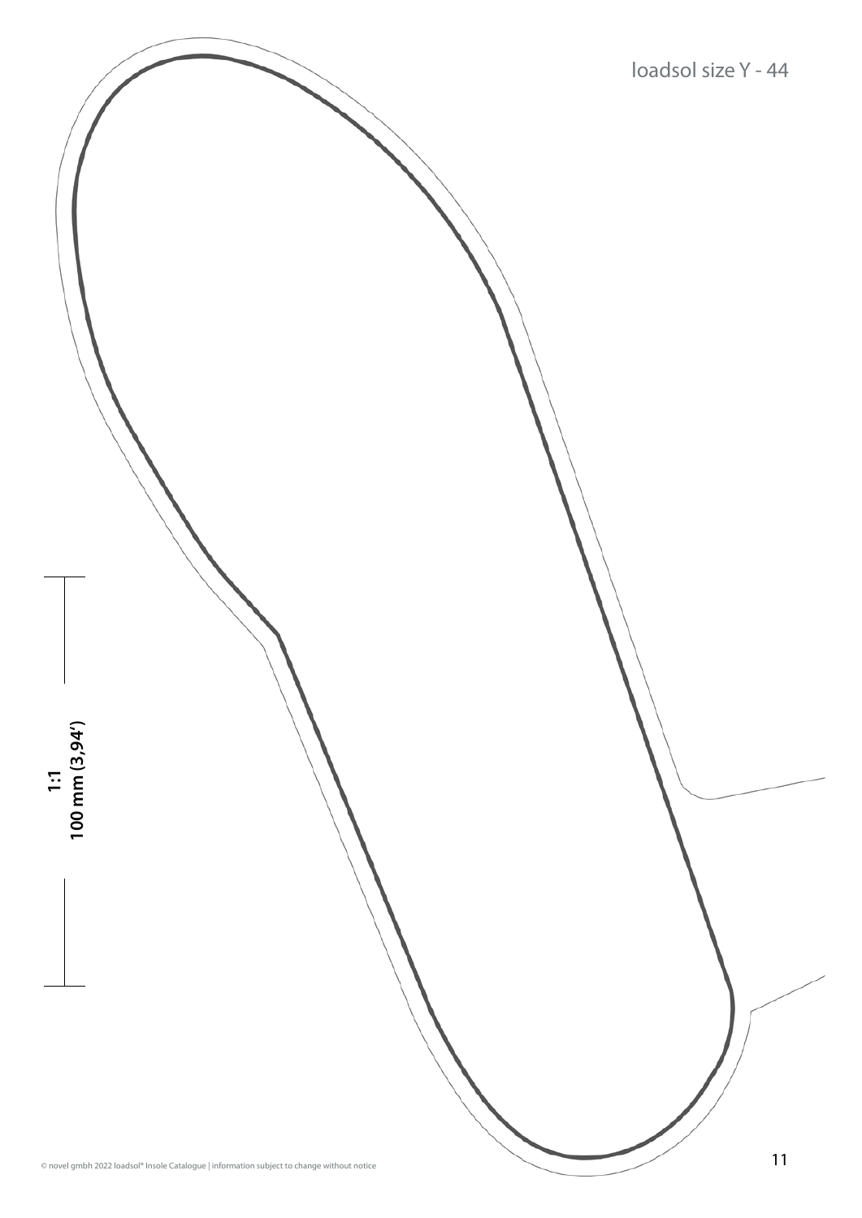loadsol size Y - 44

1:1
100 mm (3,94')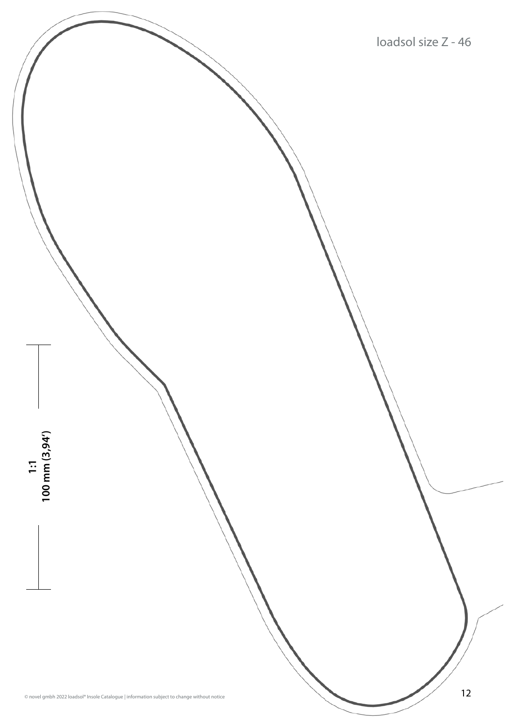loadsol size Z - 46

1:1
100 mm (3,94')

© novel gmbh 2022 loadsol® Insole Catalogue | information subject to change without notice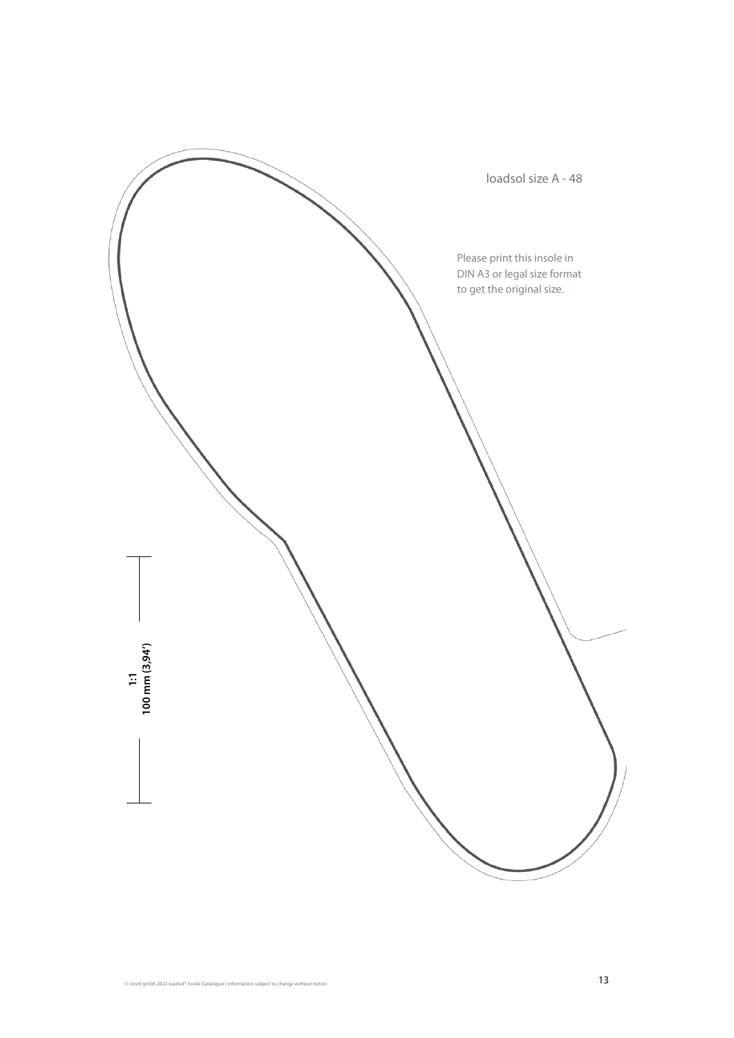loadsol size A - 48

Please print this insole in DIN A3 or legal size format to get the original size.

1:1
100 mm (3,94')

© novel gmbh 2022 loadsol® Insole Catalogue | information subject to change without notice